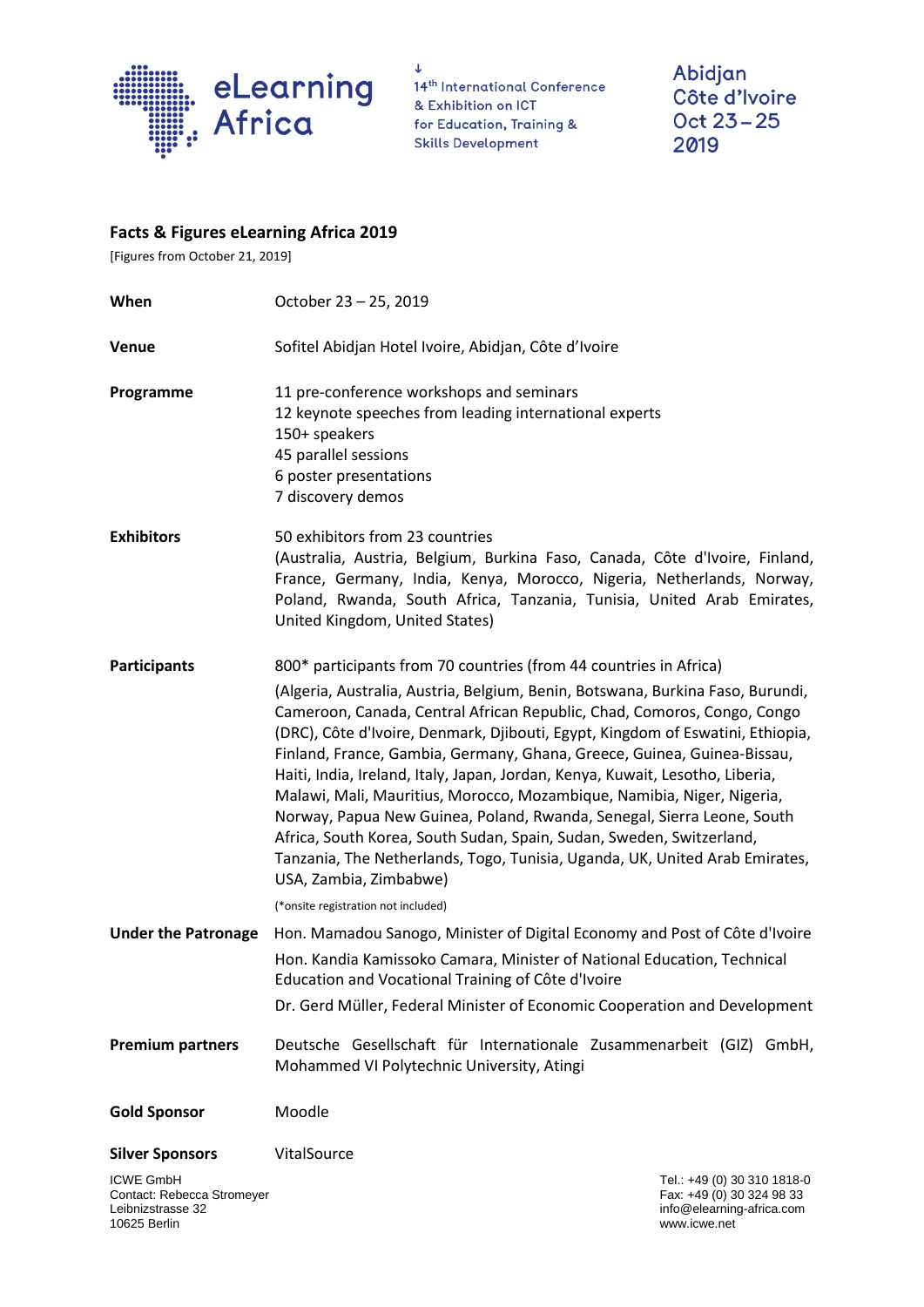eLearning Africa

14th International Conference & Exhibition on ICT for Education, Training & Skills Development

Abidjan Côte d'Ivoire Oct 23 – 25 2019

## Facts & Figures eLearning Africa 2019

[Figures from October 21, 2019]

**When** October 23 – 25, 2019

**Venue** Sofitel Abidjan Hotel Ivoire, Abidjan, Côte d'Ivoire

**Programme**
11 pre-conference workshops and seminars
12 keynote speeches from leading international experts
150+ speakers
45 parallel sessions
6 poster presentations
7 discovery demos

**Exhibitors**
50 exhibitors from 23 countries
(Australia, Austria, Belgium, Burkina Faso, Canada, Côte d'Ivoire, Finland, France, Germany, India, Kenya, Morocco, Nigeria, Netherlands, Norway, Poland, Rwanda, South Africa, Tanzania, Tunisia, United Arab Emirates, United Kingdom, United States)

**Participants**
800* participants from 70 countries (from 44 countries in Africa)
(Algeria, Australia, Austria, Belgium, Benin, Botswana, Burkina Faso, Burundi, Cameroon, Canada, Central African Republic, Chad, Comoros, Congo, Congo (DRC), Côte d'Ivoire, Denmark, Djibouti, Egypt, Kingdom of Eswatini, Ethiopia, Finland, France, Gambia, Germany, Ghana, Greece, Guinea, Guinea-Bissau, Haiti, India, Ireland, Italy, Japan, Jordan, Kenya, Kuwait, Lesotho, Liberia, Malawi, Mali, Mauritius, Morocco, Mozambique, Namibia, Niger, Nigeria, Norway, Papua New Guinea, Poland, Rwanda, Senegal, Sierra Leone, South Africa, South Korea, South Sudan, Spain, Sudan, Sweden, Switzerland, Tanzania, The Netherlands, Togo, Tunisia, Uganda, UK, United Arab Emirates, USA, Zambia, Zimbabwe)
(*onsite registration not included)

**Under the Patronage**
Hon. Mamadou Sanogo, Minister of Digital Economy and Post of Côte d'Ivoire
Hon. Kandia Kamissoko Camara, Minister of National Education, Technical Education and Vocational Training of Côte d'Ivoire
Dr. Gerd Müller, Federal Minister of Economic Cooperation and Development

**Premium partners** Deutsche Gesellschaft für Internationale Zusammenarbeit (GIZ) GmbH, Mohammed VI Polytechnic University, Atingi

**Gold Sponsor** Moodle

**Silver Sponsors** VitalSource

ICWE GmbH
Contact: Rebecca Stromeyer
Leibnizstrasse 32
10625 Berlin

Tel.: +49 (0) 30 310 1818-0
Fax: +49 (0) 30 324 98 33
info@elearning-africa.com
www.icwe.net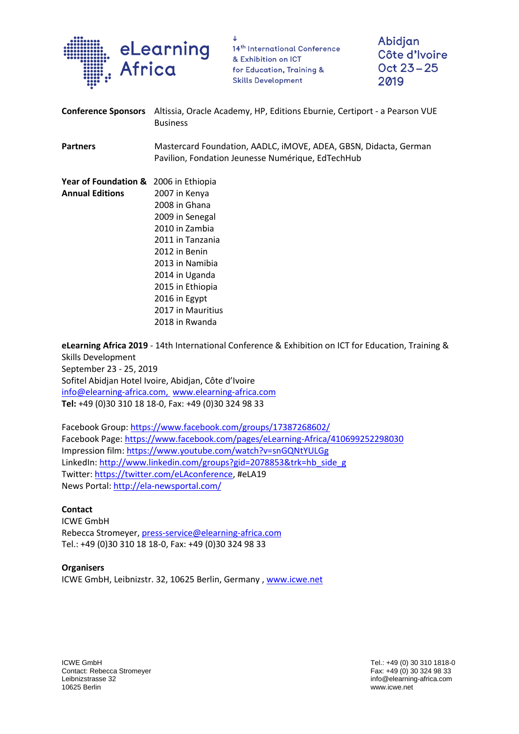eLearning Africa

14th International Conference & Exhibition on ICT for Education, Training & Skills Development

Abidjan
Côte d'Ivoire
Oct 23 – 25
2019

| | |
|---|---|
| **Conference Sponsors** | Altissia, Oracle Academy, HP, Editions Eburnie, Certiport - a Pearson VUE Business |
| **Partners** | Mastercard Foundation, AADLC, iMOVE, ADEA, GBSN, Didacta, German Pavilion, Fondation Jeunesse Numérique, EdTechHub |
| **Year of Foundation & Annual Editions** | 2006 in Ethiopia<br>2007 in Kenya<br>2008 in Ghana<br>2009 in Senegal<br>2010 in Zambia<br>2011 in Tanzania<br>2012 in Benin<br>2013 in Namibia<br>2014 in Uganda<br>2015 in Ethiopia<br>2016 in Egypt<br>2017 in Mauritius<br>2018 in Rwanda |

**eLearning Africa 2019** - 14th International Conference & Exhibition on ICT for Education, Training & Skills Development
September 23 - 25, 2019
Sofitel Abidjan Hotel Ivoire, Abidjan, Côte d'Ivoire
info@elearning-africa.com, www.elearning-africa.com
**Tel:** +49 (0)30 310 18 18-0, Fax: +49 (0)30 324 98 33

Facebook Group: https://www.facebook.com/groups/17387268602/
Facebook Page: https://www.facebook.com/pages/eLearning-Africa/410699252298030
Impression film: https://www.youtube.com/watch?v=snGQNtYULGg
LinkedIn: http://www.linkedin.com/groups?gid=2078853&trk=hb_side_g
Twitter: https://twitter.com/eLAconference, #eLA19
News Portal: http://ela-newsportal.com/

**Contact**
ICWE GmbH
Rebecca Stromeyer, press-service@elearning-africa.com
Tel.: +49 (0)30 310 18 18-0, Fax: +49 (0)30 324 98 33

**Organisers**
ICWE GmbH, Leibnizstr. 32, 10625 Berlin, Germany , www.icwe.net